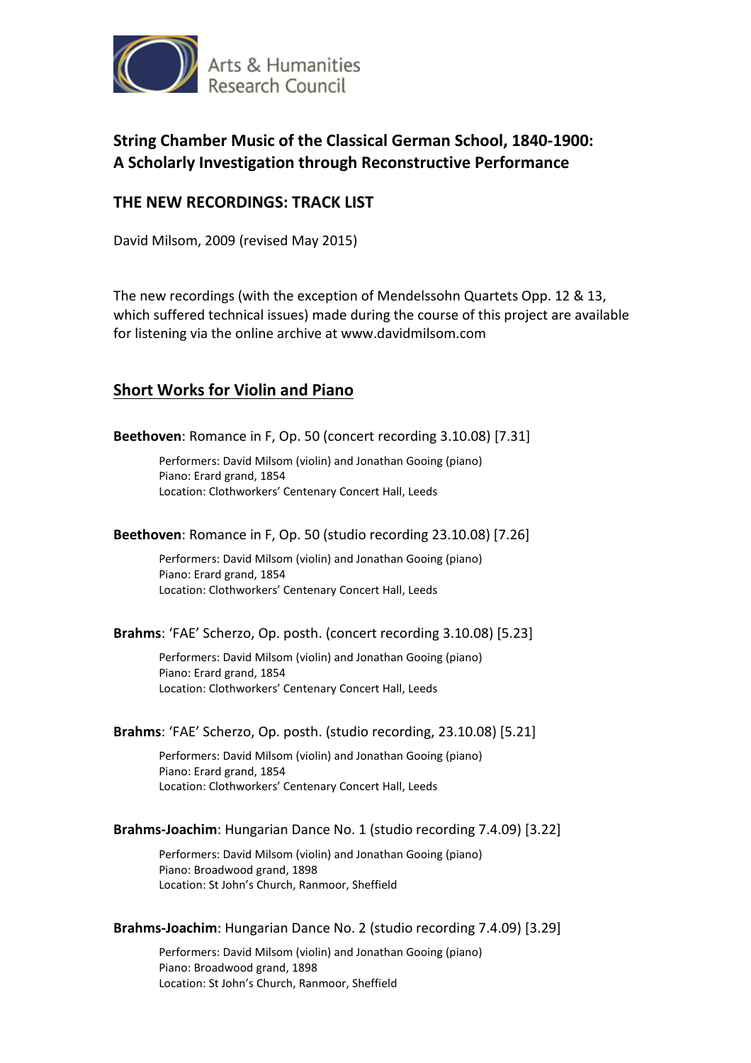Arts & Humanities Research Council

## String Chamber Music of the Classical German School, 1840-1900: A Scholarly Investigation through Reconstructive Performance

## THE NEW RECORDINGS: TRACK LIST

David Milsom, 2009 (revised May 2015)

The new recordings (with the exception of Mendelssohn Quartets Opp. 12 & 13, which suffered technical issues) made during the course of this project are available for listening via the online archive at www.davidmilsom.com

### Short Works for Violin and Piano

**Beethoven**: Romance in F, Op. 50 (concert recording 3.10.08) [7.31]

> Performers: David Milsom (violin) and Jonathan Gooing (piano)
> Piano: Erard grand, 1854
> Location: Clothworkers' Centenary Concert Hall, Leeds

**Beethoven**: Romance in F, Op. 50 (studio recording 23.10.08) [7.26]

> Performers: David Milsom (violin) and Jonathan Gooing (piano)
> Piano: Erard grand, 1854
> Location: Clothworkers' Centenary Concert Hall, Leeds

**Brahms**: 'FAE' Scherzo, Op. posth. (concert recording 3.10.08) [5.23]

> Performers: David Milsom (violin) and Jonathan Gooing (piano)
> Piano: Erard grand, 1854
> Location: Clothworkers' Centenary Concert Hall, Leeds

**Brahms**: 'FAE' Scherzo, Op. posth. (studio recording, 23.10.08) [5.21]

> Performers: David Milsom (violin) and Jonathan Gooing (piano)
> Piano: Erard grand, 1854
> Location: Clothworkers' Centenary Concert Hall, Leeds

**Brahms-Joachim**: Hungarian Dance No. 1 (studio recording 7.4.09) [3.22]

> Performers: David Milsom (violin) and Jonathan Gooing (piano)
> Piano: Broadwood grand, 1898
> Location: St John's Church, Ranmoor, Sheffield

**Brahms-Joachim**: Hungarian Dance No. 2 (studio recording 7.4.09) [3.29]

> Performers: David Milsom (violin) and Jonathan Gooing (piano)
> Piano: Broadwood grand, 1898
> Location: St John's Church, Ranmoor, Sheffield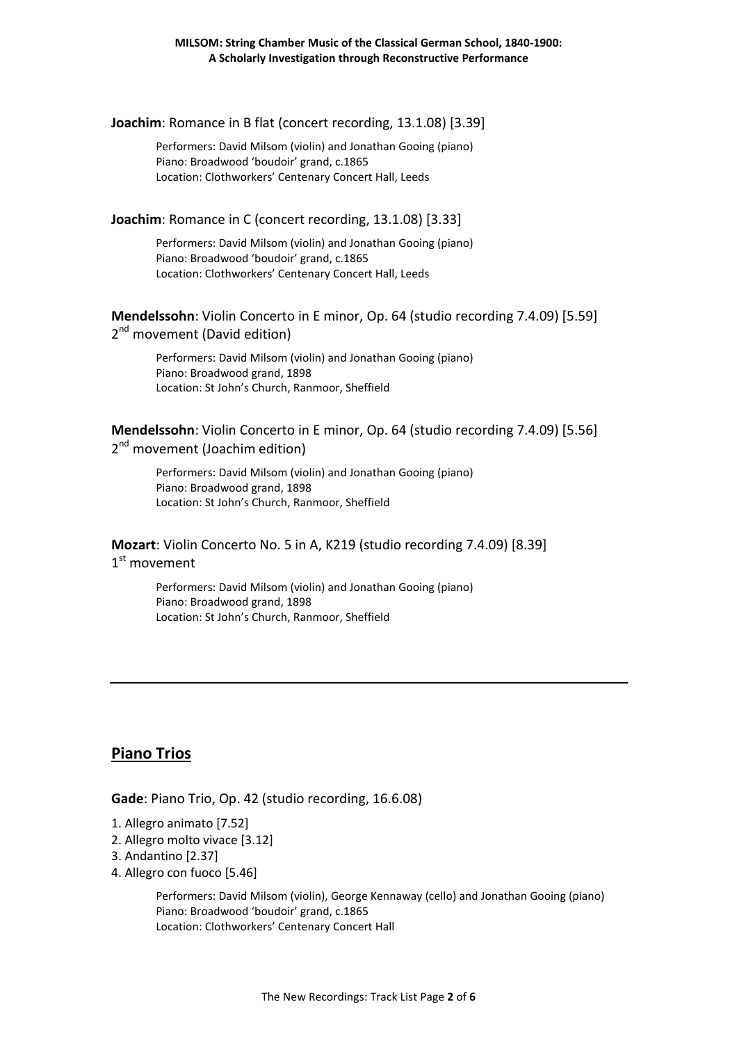**Joachim**: Romance in B flat (concert recording, 13.1.08) [3.39]

Performers: David Milsom (violin) and Jonathan Gooing (piano)
Piano: Broadwood 'boudoir' grand, c.1865
Location: Clothworkers' Centenary Concert Hall, Leeds

**Joachim**: Romance in C (concert recording, 13.1.08) [3.33]

Performers: David Milsom (violin) and Jonathan Gooing (piano)
Piano: Broadwood 'boudoir' grand, c.1865
Location: Clothworkers' Centenary Concert Hall, Leeds

**Mendelssohn**: Violin Concerto in E minor, Op. 64 (studio recording 7.4.09) [5.59]
2nd movement (David edition)

Performers: David Milsom (violin) and Jonathan Gooing (piano)
Piano: Broadwood grand, 1898
Location: St John's Church, Ranmoor, Sheffield

**Mendelssohn**: Violin Concerto in E minor, Op. 64 (studio recording 7.4.09) [5.56]
2nd movement (Joachim edition)

Performers: David Milsom (violin) and Jonathan Gooing (piano)
Piano: Broadwood grand, 1898
Location: St John's Church, Ranmoor, Sheffield

**Mozart**: Violin Concerto No. 5 in A, K219 (studio recording 7.4.09) [8.39]
1st movement

Performers: David Milsom (violin) and Jonathan Gooing (piano)
Piano: Broadwood grand, 1898
Location: St John's Church, Ranmoor, Sheffield

---

## Piano Trios

**Gade**: Piano Trio, Op. 42 (studio recording, 16.6.08)

1. Allegro animato [7.52]
2. Allegro molto vivace [3.12]
3. Andantino [2.37]
4. Allegro con fuoco [5.46]

Performers: David Milsom (violin), George Kennaway (cello) and Jonathan Gooing (piano)
Piano: Broadwood 'boudoir' grand, c.1865
Location: Clothworkers' Centenary Concert Hall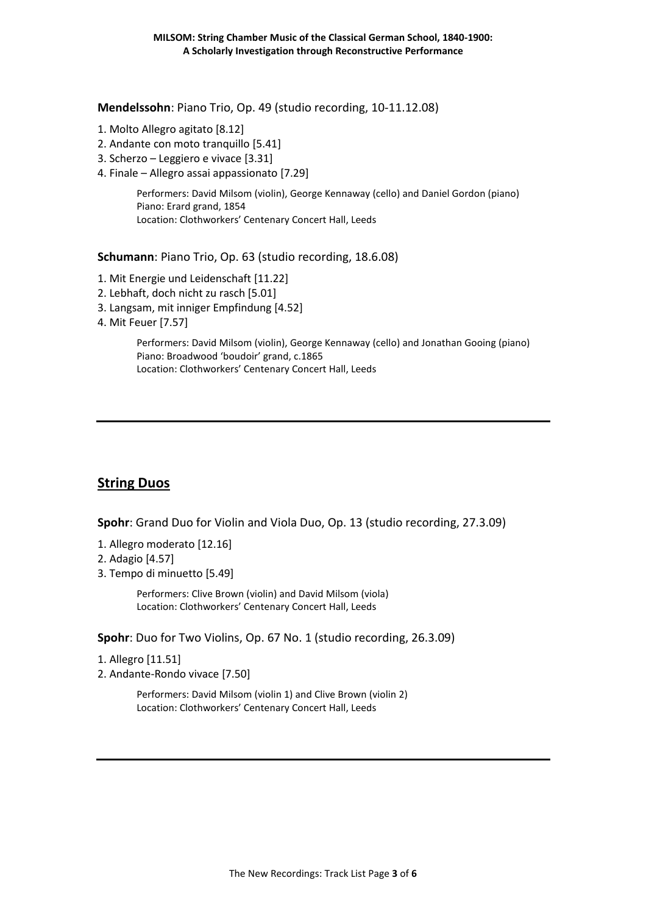**Mendelssohn**: Piano Trio, Op. 49 (studio recording, 10-11.12.08)

1. Molto Allegro agitato [8.12]
2. Andante con moto tranquillo [5.41]
3. Scherzo – Leggiero e vivace [3.31]
4. Finale – Allegro assai appassionato [7.29]

   Performers: David Milsom (violin), George Kennaway (cello) and Daniel Gordon (piano)
   Piano: Erard grand, 1854
   Location: Clothworkers' Centenary Concert Hall, Leeds

**Schumann**: Piano Trio, Op. 63 (studio recording, 18.6.08)

1. Mit Energie und Leidenschaft [11.22]
2. Lebhaft, doch nicht zu rasch [5.01]
3. Langsam, mit inniger Empfindung [4.52]
4. Mit Feuer [7.57]

   Performers: David Milsom (violin), George Kennaway (cello) and Jonathan Gooing (piano)
   Piano: Broadwood 'boudoir' grand, c.1865
   Location: Clothworkers' Centenary Concert Hall, Leeds

---

## String Duos

**Spohr**: Grand Duo for Violin and Viola Duo, Op. 13 (studio recording, 27.3.09)

1. Allegro moderato [12.16]
2. Adagio [4.57]
3. Tempo di minuetto [5.49]

   Performers: Clive Brown (violin) and David Milsom (viola)
   Location: Clothworkers' Centenary Concert Hall, Leeds

**Spohr**: Duo for Two Violins, Op. 67 No. 1 (studio recording, 26.3.09)

1. Allegro [11.51]
2. Andante-Rondo vivace [7.50]

   Performers: David Milsom (violin 1) and Clive Brown (violin 2)
   Location: Clothworkers' Centenary Concert Hall, Leeds

---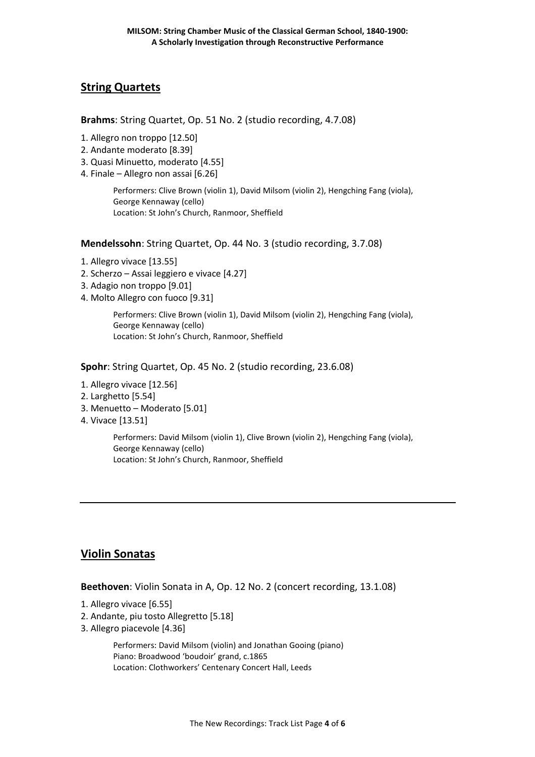## String Quartets

**Brahms**: String Quartet, Op. 51 No. 2 (studio recording, 4.7.08)

1. Allegro non troppo [12.50]
2. Andante moderato [8.39]
3. Quasi Minuetto, moderato [4.55]
4. Finale – Allegro non assai [6.26]

> Performers: Clive Brown (violin 1), David Milsom (violin 2), Hengching Fang (viola), George Kennaway (cello)
> Location: St John's Church, Ranmoor, Sheffield

**Mendelssohn**: String Quartet, Op. 44 No. 3 (studio recording, 3.7.08)

1. Allegro vivace [13.55]
2. Scherzo – Assai leggiero e vivace [4.27]
3. Adagio non troppo [9.01]
4. Molto Allegro con fuoco [9.31]

> Performers: Clive Brown (violin 1), David Milsom (violin 2), Hengching Fang (viola), George Kennaway (cello)
> Location: St John's Church, Ranmoor, Sheffield

**Spohr**: String Quartet, Op. 45 No. 2 (studio recording, 23.6.08)

1. Allegro vivace [12.56]
2. Larghetto [5.54]
3. Menuetto – Moderato [5.01]
4. Vivace [13.51]

> Performers: David Milsom (violin 1), Clive Brown (violin 2), Hengching Fang (viola), George Kennaway (cello)
> Location: St John's Church, Ranmoor, Sheffield

---

## Violin Sonatas

**Beethoven**: Violin Sonata in A, Op. 12 No. 2 (concert recording, 13.1.08)

1. Allegro vivace [6.55]
2. Andante, piu tosto Allegretto [5.18]
3. Allegro piacevole [4.36]

> Performers: David Milsom (violin) and Jonathan Gooing (piano)
> Piano: Broadwood 'boudoir' grand, c.1865
> Location: Clothworkers' Centenary Concert Hall, Leeds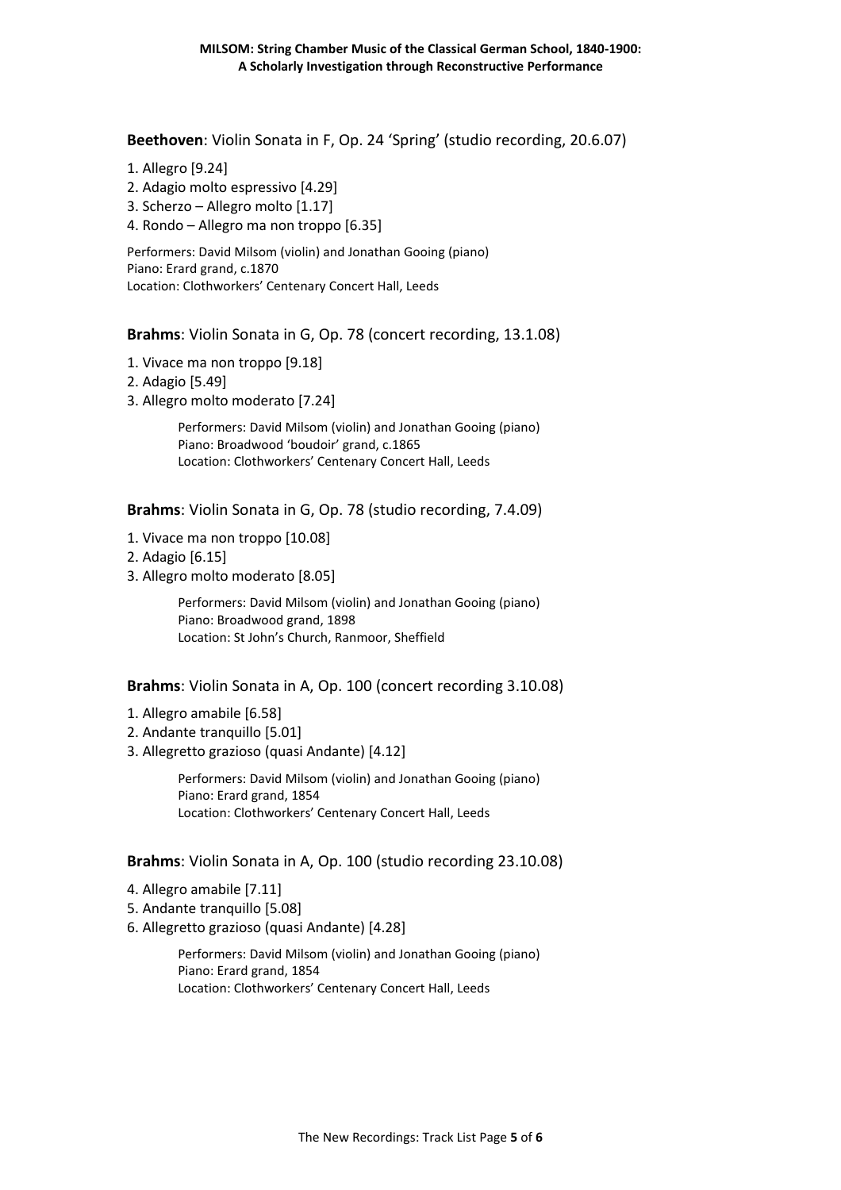**Beethoven**: Violin Sonata in F, Op. 24 'Spring' (studio recording, 20.6.07)

1. Allegro [9.24]
2. Adagio molto espressivo [4.29]
3. Scherzo – Allegro molto [1.17]
4. Rondo – Allegro ma non troppo [6.35]

Performers: David Milsom (violin) and Jonathan Gooing (piano)
Piano: Erard grand, c.1870
Location: Clothworkers' Centenary Concert Hall, Leeds

**Brahms**: Violin Sonata in G, Op. 78 (concert recording, 13.1.08)

1. Vivace ma non troppo [9.18]
2. Adagio [5.49]
3. Allegro molto moderato [7.24]

Performers: David Milsom (violin) and Jonathan Gooing (piano)
Piano: Broadwood 'boudoir' grand, c.1865
Location: Clothworkers' Centenary Concert Hall, Leeds

**Brahms**: Violin Sonata in G, Op. 78 (studio recording, 7.4.09)

1. Vivace ma non troppo [10.08]
2. Adagio [6.15]
3. Allegro molto moderato [8.05]

Performers: David Milsom (violin) and Jonathan Gooing (piano)
Piano: Broadwood grand, 1898
Location: St John's Church, Ranmoor, Sheffield

**Brahms**: Violin Sonata in A, Op. 100 (concert recording 3.10.08)

1. Allegro amabile [6.58]
2. Andante tranquillo [5.01]
3. Allegretto grazioso (quasi Andante) [4.12]

Performers: David Milsom (violin) and Jonathan Gooing (piano)
Piano: Erard grand, 1854
Location: Clothworkers' Centenary Concert Hall, Leeds

**Brahms**: Violin Sonata in A, Op. 100 (studio recording 23.10.08)

4. Allegro amabile [7.11]
5. Andante tranquillo [5.08]
6. Allegretto grazioso (quasi Andante) [4.28]

Performers: David Milsom (violin) and Jonathan Gooing (piano)
Piano: Erard grand, 1854
Location: Clothworkers' Centenary Concert Hall, Leeds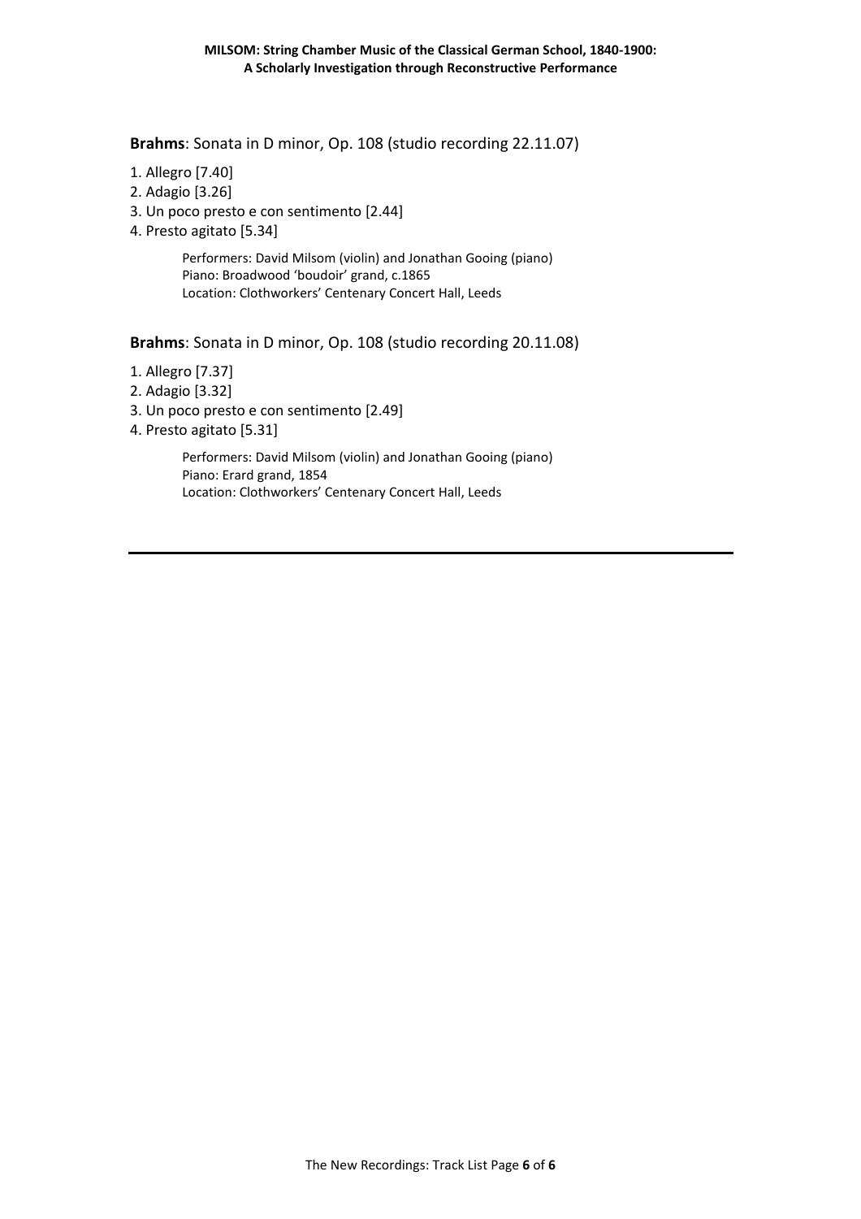**Brahms**: Sonata in D minor, Op. 108 (studio recording 22.11.07)

1. Allegro [7.40]
2. Adagio [3.26]
3. Un poco presto e con sentimento [2.44]
4. Presto agitato [5.34]

Performers: David Milsom (violin) and Jonathan Gooing (piano)
Piano: Broadwood 'boudoir' grand, c.1865
Location: Clothworkers' Centenary Concert Hall, Leeds

**Brahms**: Sonata in D minor, Op. 108 (studio recording 20.11.08)

1. Allegro [7.37]
2. Adagio [3.32]
3. Un poco presto e con sentimento [2.49]
4. Presto agitato [5.31]

Performers: David Milsom (violin) and Jonathan Gooing (piano)
Piano: Erard grand, 1854
Location: Clothworkers' Centenary Concert Hall, Leeds